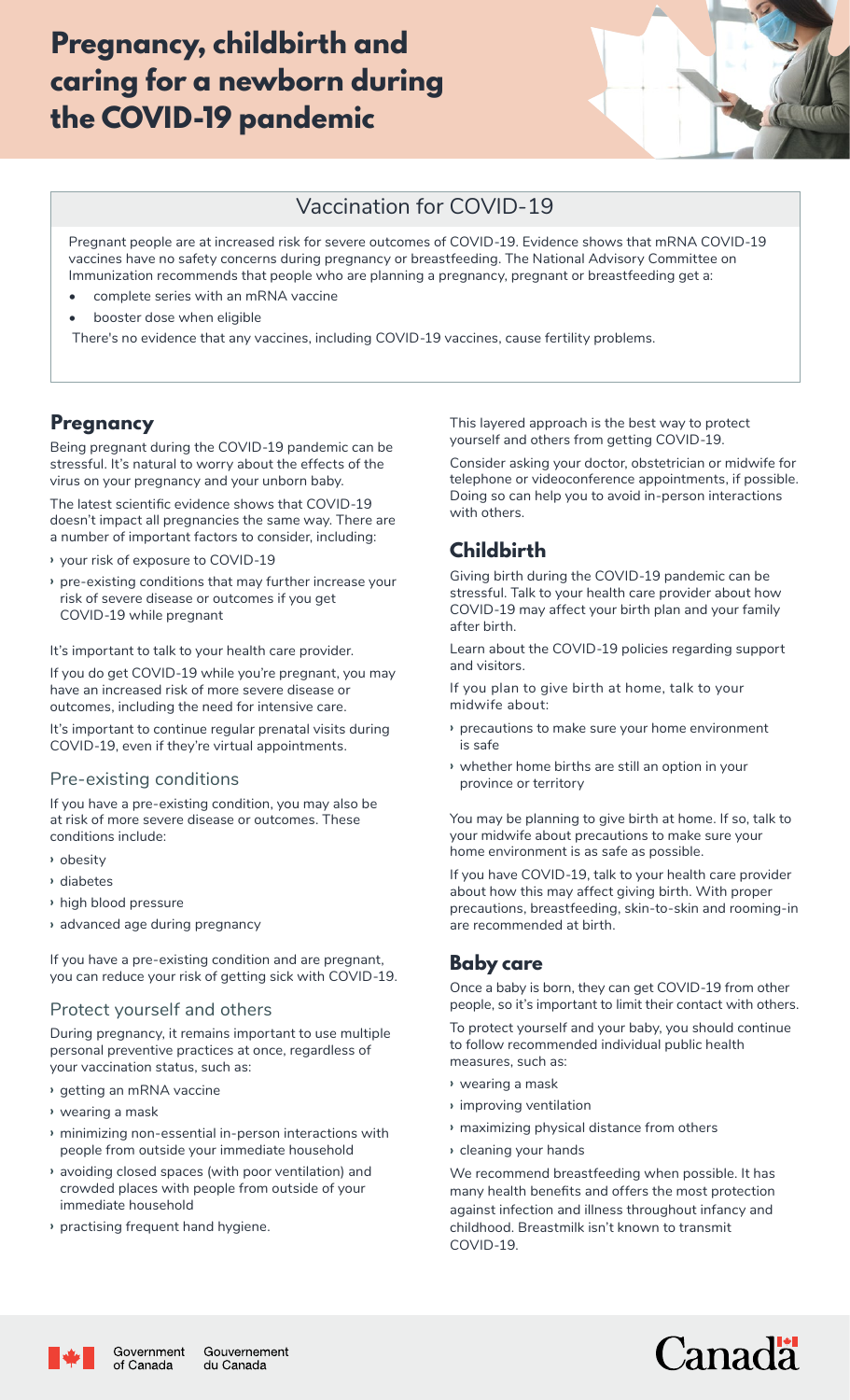# Pregnancy, childbirth and caring for a newborn during the COVID-19 pandemic

## Vaccination for COVID-19

Pregnant people are at increased risk for severe outcomes of COVID-19. Evidence shows that mRNA COVID-19 vaccines have no safety concerns during pregnancy or breastfeeding. The National Advisory Committee on Immunization recommends that people who are planning a pregnancy, pregnant or breastfeeding get a:

- complete series with an mRNA vaccine
- booster dose when eligible

There's no evidence that any vaccines, including COVID-19 vaccines, cause fertility problems.

## Pregnancy

Being pregnant during the COVID-19 pandemic can be stressful. It's natural to worry about the effects of the virus on your pregnancy and your unborn baby.

The latest scientific evidence shows that COVID-19 doesn't impact all pregnancies the same way. There are a number of important factors to consider, including:

- your risk of exposure to COVID-19
- pre-existing conditions that may further increase your risk of severe disease or outcomes if you get COVID-19 while pregnant

It's important to talk to your health care provider.

If you do get COVID-19 while you're pregnant, you may have an increased risk of more severe disease or outcomes, including the need for intensive care.

It's important to continue regular prenatal visits during COVID-19, even if they're virtual appointments.

### Pre-existing conditions

If you have a pre-existing condition, you may also be at risk of more severe disease or outcomes. These conditions include:

- obesity
- diabetes
- high blood pressure
- advanced age during pregnancy

If you have a pre-existing condition and are pregnant, you can reduce your risk of getting sick with COVID-19.

### Protect yourself and others

During pregnancy, it remains important to use multiple personal preventive practices at once, regardless of your vaccination status, such as:

- getting an mRNA vaccine
- wearing a mask
- minimizing non-essential in-person interactions with people from outside your immediate household
- avoiding closed spaces (with poor ventilation) and crowded places with people from outside of your immediate household
- practising frequent hand hygiene.

This layered approach is the best way to protect yourself and others from getting COVID-19.

Consider asking your doctor, obstetrician or midwife for telephone or videoconference appointments, if possible. Doing so can help you to avoid in-person interactions with others.

## Childbirth

Giving birth during the COVID-19 pandemic can be stressful. Talk to your health care provider about how COVID-19 may affect your birth plan and your family after birth.

Learn about the COVID-19 policies regarding support and visitors.

If you plan to give birth at home, talk to your midwife about:

- precautions to make sure your home environment is safe
- whether home births are still an option in your province or territory

You may be planning to give birth at home. If so, talk to your midwife about precautions to make sure your home environment is as safe as possible.

If you have COVID-19, talk to your health care provider about how this may affect giving birth. With proper precautions, breastfeeding, skin-to-skin and rooming-in are recommended at birth.

## Baby care

Once a baby is born, they can get COVID-19 from other people, so it's important to limit their contact with others.

To protect yourself and your baby, you should continue to follow recommended individual public health measures, such as:

- wearing a mask
- improving ventilation
- maximizing physical distance from others
- cleaning your hands

We recommend breastfeeding when possible. It has many health benefits and offers the most protection against infection and illness throughout infancy and childhood. Breastmilk isn't known to transmit COVID-19.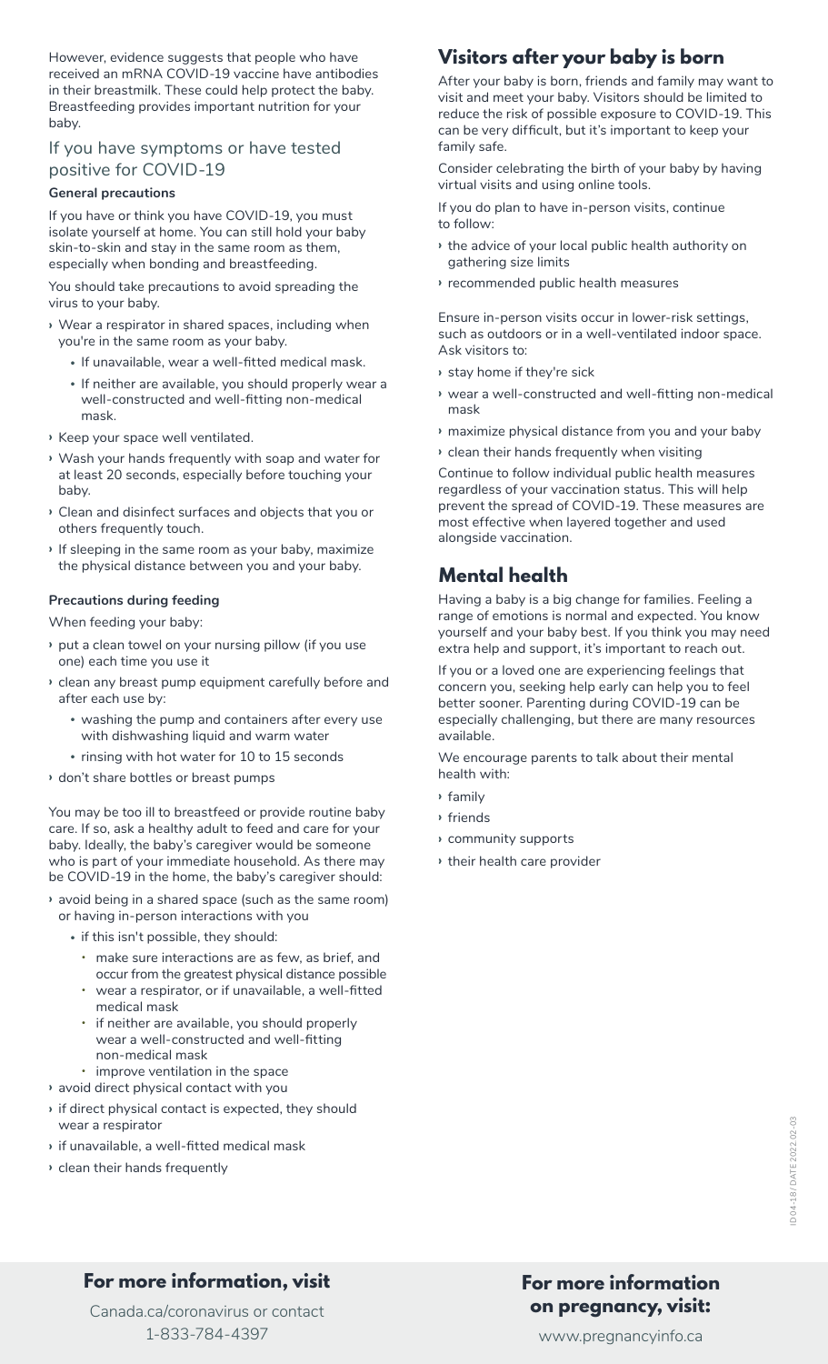However, evidence suggests that people who have received an mRNA COVID-19 vaccine have antibodies in their breastmilk. These could help protect the baby. Breastfeeding provides important nutrition for your baby.

### If you have symptoms or have tested positive for COVID-19

**General precautions**

If you have or think you have COVID-19, you must isolate yourself at home. You can still hold your baby skin-to-skin and stay in the same room as them, especially when bonding and breastfeeding.

You should take precautions to avoid spreading the virus to your baby.

- Wear a respirator in shared spaces, including when you're in the same room as your baby.
  - If unavailable, wear a well-fitted medical mask.
  - If neither are available, you should properly wear a well-constructed and well-fitting non-medical mask.
- Keep your space well ventilated.
- Wash your hands frequently with soap and water for at least 20 seconds, especially before touching your baby.
- Clean and disinfect surfaces and objects that you or others frequently touch.
- If sleeping in the same room as your baby, maximize the physical distance between you and your baby.

**Precautions during feeding**

When feeding your baby:

- put a clean towel on your nursing pillow (if you use one) each time you use it
- clean any breast pump equipment carefully before and after each use by:
  - washing the pump and containers after every use with dishwashing liquid and warm water
  - rinsing with hot water for 10 to 15 seconds
- don't share bottles or breast pumps

You may be too ill to breastfeed or provide routine baby care. If so, ask a healthy adult to feed and care for your baby. Ideally, the baby's caregiver would be someone who is part of your immediate household. As there may be COVID-19 in the home, the baby's caregiver should:

- avoid being in a shared space (such as the same room) or having in-person interactions with you
  - if this isn't possible, they should:
    - make sure interactions are as few, as brief, and occur from the greatest physical distance possible
    - wear a respirator, or if unavailable, a well-fitted medical mask
    - if neither are available, you should properly wear a well-constructed and well-fitting non-medical mask
    - improve ventilation in the space
- avoid direct physical contact with you
- if direct physical contact is expected, they should wear a respirator
- if unavailable, a well-fitted medical mask
- clean their hands frequently

## Visitors after your baby is born

After your baby is born, friends and family may want to visit and meet your baby. Visitors should be limited to reduce the risk of possible exposure to COVID-19. This can be very difficult, but it's important to keep your family safe.

Consider celebrating the birth of your baby by having virtual visits and using online tools.

If you do plan to have in-person visits, continue to follow:

- the advice of your local public health authority on gathering size limits
- recommended public health measures

Ensure in-person visits occur in lower-risk settings, such as outdoors or in a well-ventilated indoor space. Ask visitors to:

- stay home if they're sick
- wear a well-constructed and well-fitting non-medical mask
- maximize physical distance from you and your baby
- clean their hands frequently when visiting

Continue to follow individual public health measures regardless of your vaccination status. This will help prevent the spread of COVID-19. These measures are most effective when layered together and used alongside vaccination.

## Mental health

Having a baby is a big change for families. Feeling a range of emotions is normal and expected. You know yourself and your baby best. If you think you may need extra help and support, it's important to reach out.

If you or a loved one are experiencing feelings that concern you, seeking help early can help you to feel better sooner. Parenting during COVID-19 can be especially challenging, but there are many resources available.

We encourage parents to talk about their mental health with:

- family
- friends
- community supports
- their health care provider

ID 04-18/ DATE 2022-02-03

**For more information, visit**

Canada.ca/coronavirus or contact 1-833-784-4397

**For more information on pregnancy, visit:**

www.pregnancyinfo.ca